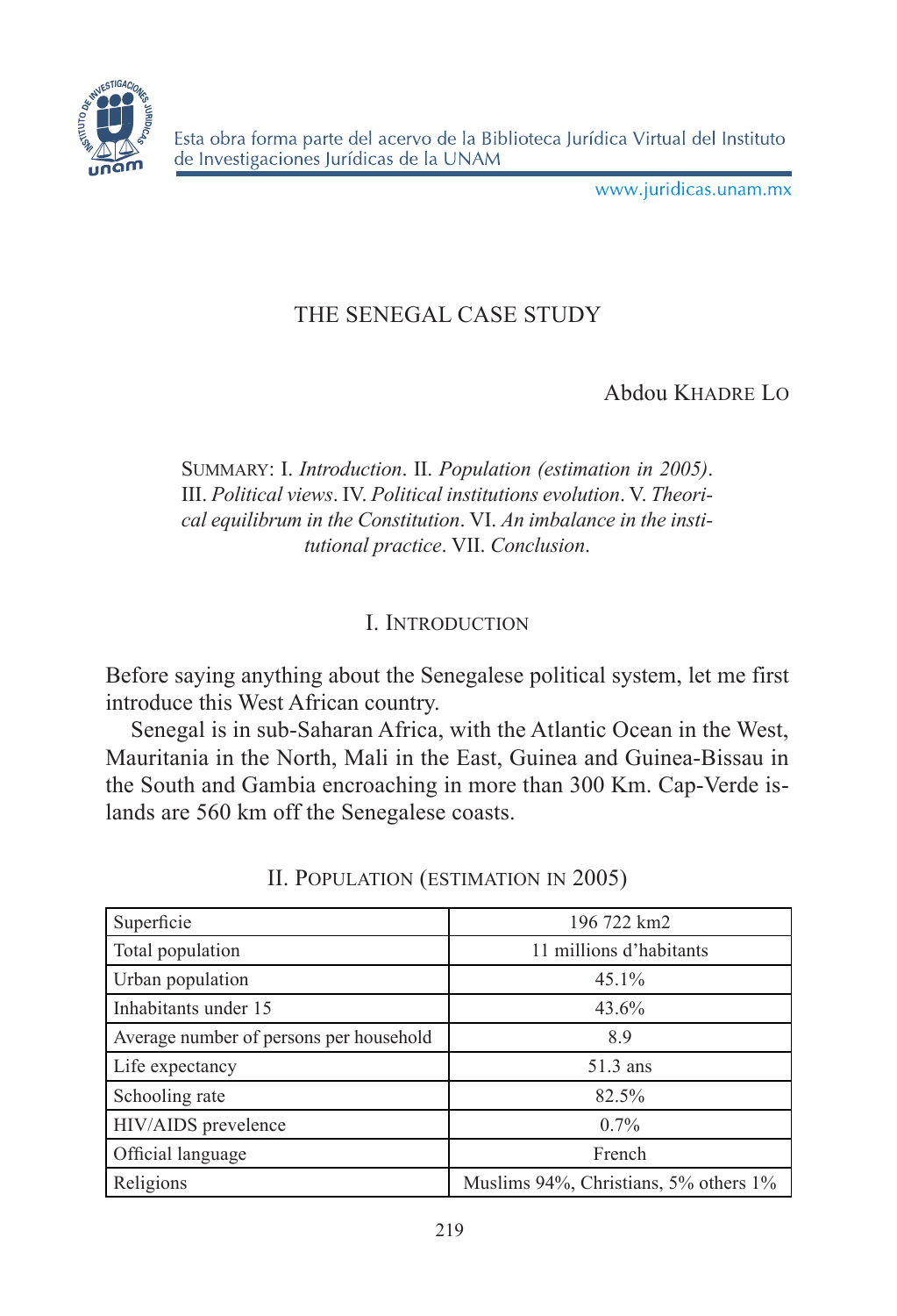# THE SENEGAL CASE STUDY

Abdou Khadre Lo

Summary: I. *Introduction*. II. *Population (estimation in 2005)*. III. *Political views*. IV. *Political institutions evolution*. V. *Theorical equilibrum in the Constitution*. VI. *An imbalance in the institutional practice*. VII. *Conclusion*.

## I. Introduction

Before saying anything about the Senegalese political system, let me first introduce this West African country.

Senegal is in sub-Saharan Africa, with the Atlantic Ocean in the West, Mauritania in the North, Mali in the East, Guinea and Guinea-Bissau in the South and Gambia encroaching in more than 300 Km. Cap-Verde islands are 560 km off the Senegalese coasts.

## II. Population (estimation in 2005)

| Superficie | 196 722 km2 |
|---|---|
| Total population | 11 millions d'habitants |
| Urban population | 45.1% |
| Inhabitants under 15 | 43.6% |
| Average number of persons per household | 8.9 |
| Life expectancy | 51.3 ans |
| Schooling rate | 82.5% |
| HIV/AIDS prevelence | 0.7% |
| Official language | French |
| Religions | Muslims 94%, Christians, 5% others 1% |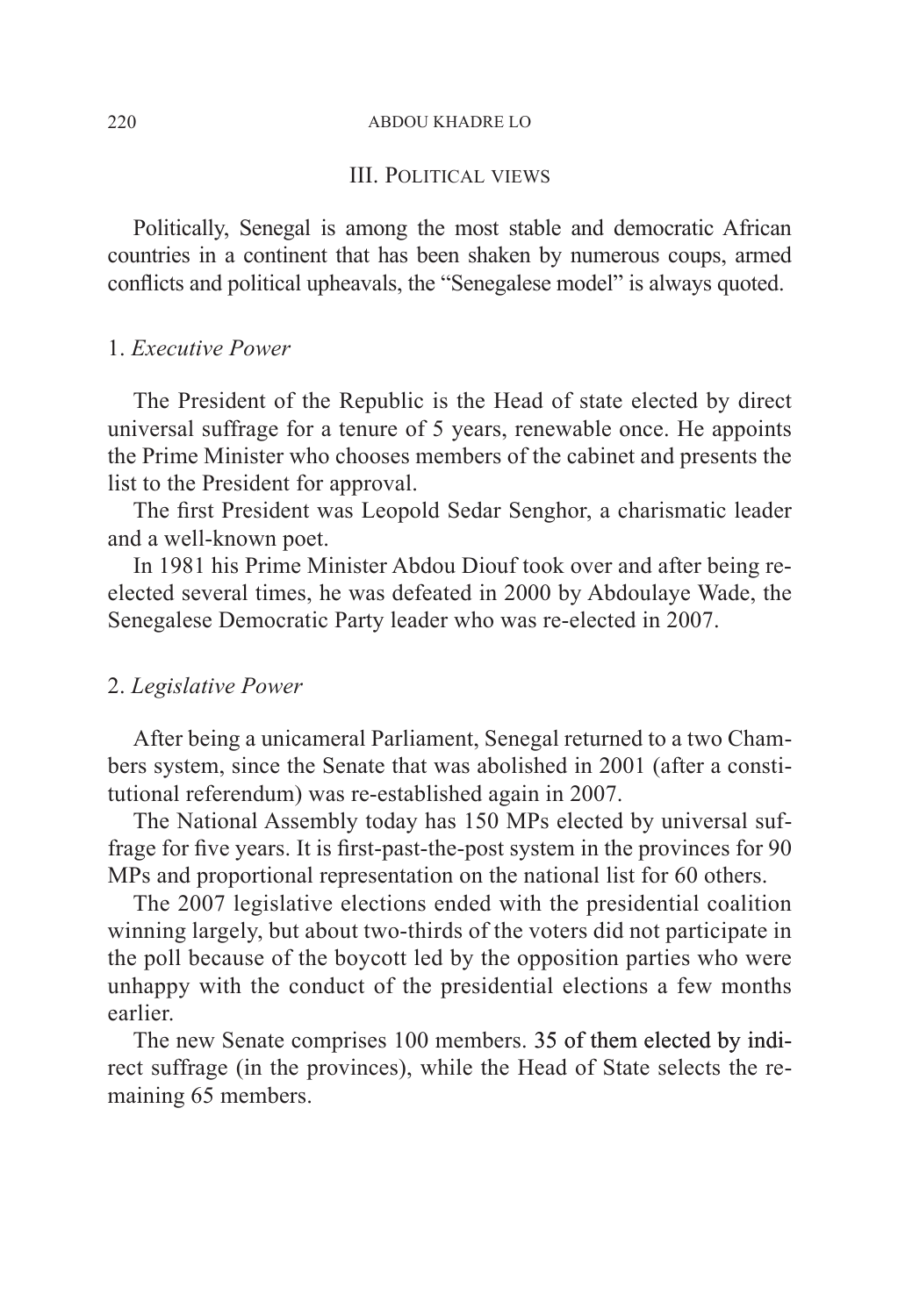## III. Political views

Politically, Senegal is among the most stable and democratic African countries in a continent that has been shaken by numerous coups, armed conflicts and political upheavals, the "Senegalese model" is always quoted.

### 1. *Executive Power*

The President of the Republic is the Head of state elected by direct universal suffrage for a tenure of 5 years, renewable once. He appoints the Prime Minister who chooses members of the cabinet and presents the list to the President for approval.

The first President was Leopold Sedar Senghor, a charismatic leader and a well-known poet.

In 1981 his Prime Minister Abdou Diouf took over and after being re-elected several times, he was defeated in 2000 by Abdoulaye Wade, the Senegalese Democratic Party leader who was re-elected in 2007.

### 2. *Legislative Power*

After being a unicameral Parliament, Senegal returned to a two Chambers system, since the Senate that was abolished in 2001 (after a constitutional referendum) was re-established again in 2007.

The National Assembly today has 150 MPs elected by universal suffrage for five years. It is first-past-the-post system in the provinces for 90 MPs and proportional representation on the national list for 60 others.

The 2007 legislative elections ended with the presidential coalition winning largely, but about two-thirds of the voters did not participate in the poll because of the boycott led by the opposition parties who were unhappy with the conduct of the presidential elections a few months earlier.

The new Senate comprises 100 members. 35 of them elected by indirect suffrage (in the provinces), while the Head of State selects the remaining 65 members.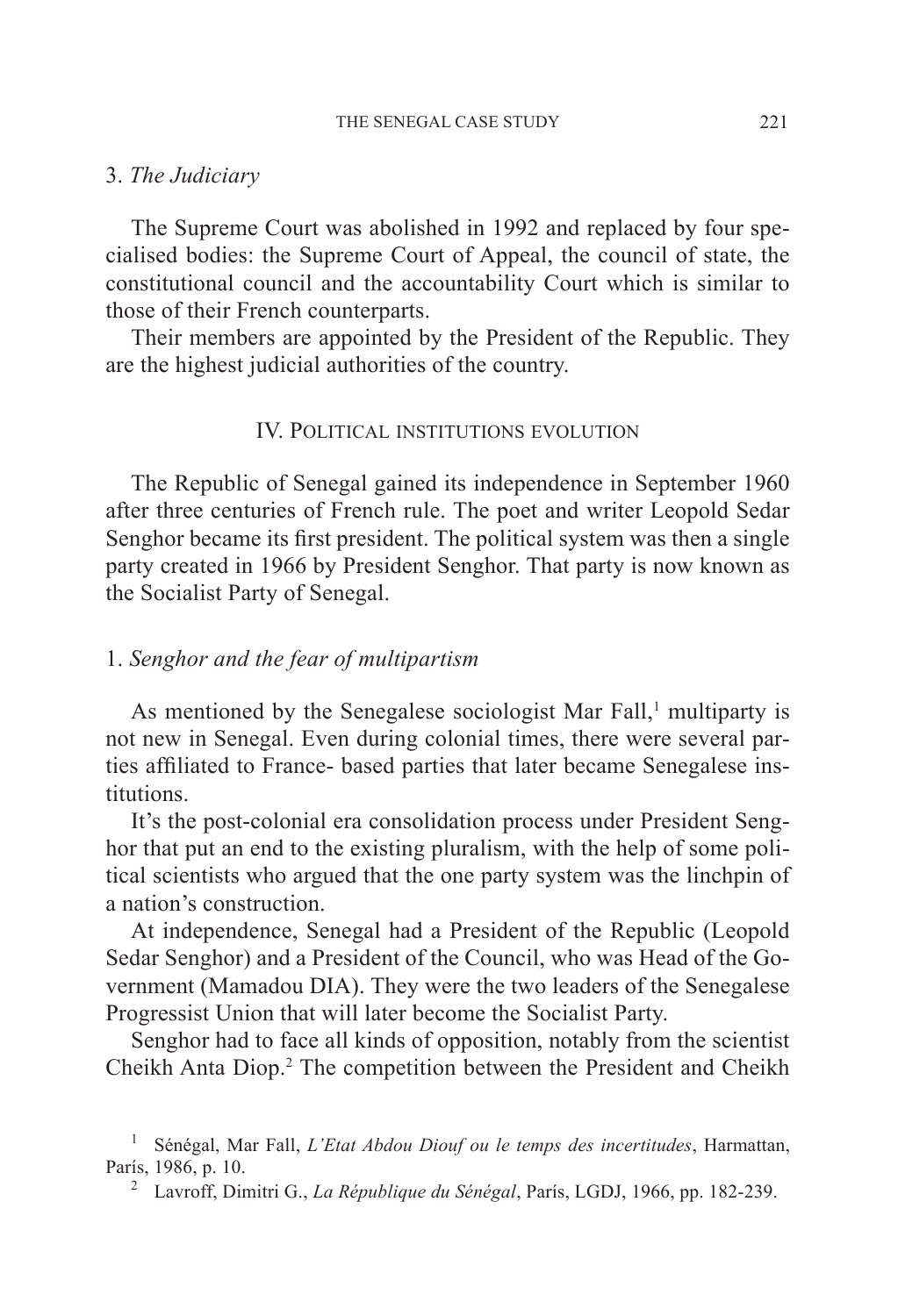### 3. *The Judiciary*

The Supreme Court was abolished in 1992 and replaced by four specialised bodies: the Supreme Court of Appeal, the council of state, the constitutional council and the accountability Court which is similar to those of their French counterparts.

Their members are appointed by the President of the Republic. They are the highest judicial authorities of the country.

## IV. Political institutions evolution

The Republic of Senegal gained its independence in September 1960 after three centuries of French rule. The poet and writer Leopold Sedar Senghor became its first president. The political system was then a single party created in 1966 by President Senghor. That party is now known as the Socialist Party of Senegal.

### 1. *Senghor and the fear of multipartism*

As mentioned by the Senegalese sociologist Mar Fall,[1] multiparty is not new in Senegal. Even during colonial times, there were several parties affiliated to France- based parties that later became Senegalese institutions.

It's the post-colonial era consolidation process under President Senghor that put an end to the existing pluralism, with the help of some political scientists who argued that the one party system was the linchpin of a nation's construction.

At independence, Senegal had a President of the Republic (Leopold Sedar Senghor) and a President of the Council, who was Head of the Government (Mamadou DIA). They were the two leaders of the Senegalese Progressist Union that will later become the Socialist Party.

Senghor had to face all kinds of opposition, notably from the scientist Cheikh Anta Diop.[2] The competition between the President and Cheikh

[1] Sénégal, Mar Fall, *L'Etat Abdou Diouf ou le temps des incertitudes*, Harmattan, París, 1986, p. 10.

[2] Lavroff, Dimitri G., *La République du Sénégal*, París, LGDJ, 1966, pp. 182-239.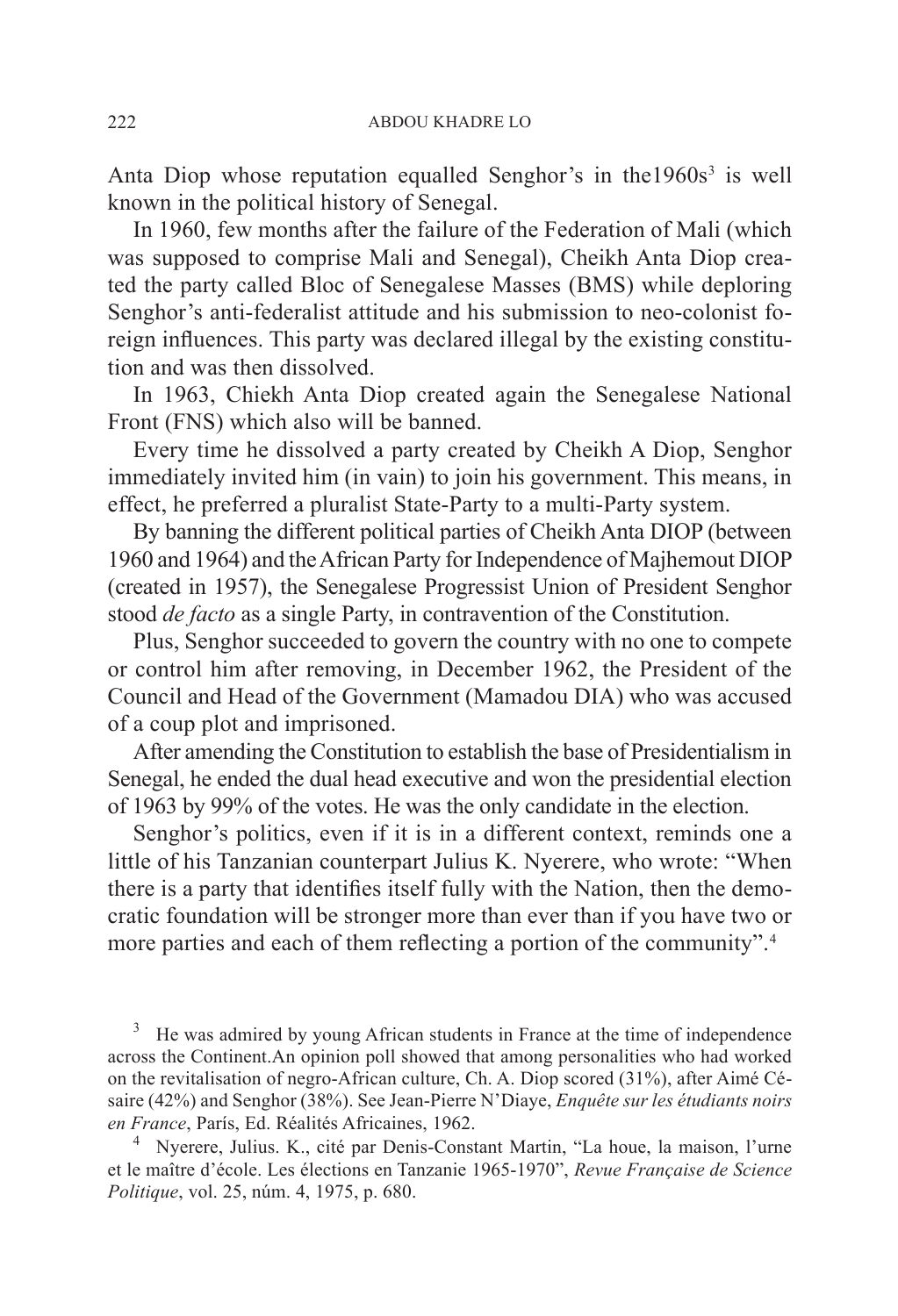Anta Diop whose reputation equalled Senghor's in the1960s[3] is well known in the political history of Senegal.

In 1960, few months after the failure of the Federation of Mali (which was supposed to comprise Mali and Senegal), Cheikh Anta Diop created the party called Bloc of Senegalese Masses (BMS) while deploring Senghor's anti-federalist attitude and his submission to neo-colonist foreign influences. This party was declared illegal by the existing constitution and was then dissolved.

In 1963, Chiekh Anta Diop created again the Senegalese National Front (FNS) which also will be banned.

Every time he dissolved a party created by Cheikh A Diop, Senghor immediately invited him (in vain) to join his government. This means, in effect, he preferred a pluralist State-Party to a multi-Party system.

By banning the different political parties of Cheikh Anta DIOP (between 1960 and 1964) and the African Party for Independence of Majhemout DIOP (created in 1957), the Senegalese Progressist Union of President Senghor stood *de facto* as a single Party, in contravention of the Constitution.

Plus, Senghor succeeded to govern the country with no one to compete or control him after removing, in December 1962, the President of the Council and Head of the Government (Mamadou DIA) who was accused of a coup plot and imprisoned.

After amending the Constitution to establish the base of Presidentialism in Senegal, he ended the dual head executive and won the presidential election of 1963 by 99% of the votes. He was the only candidate in the election.

Senghor's politics, even if it is in a different context, reminds one a little of his Tanzanian counterpart Julius K. Nyerere, who wrote: "When there is a party that identifies itself fully with the Nation, then the democratic foundation will be stronger more than ever than if you have two or more parties and each of them reflecting a portion of the community".[4]

---

[3] He was admired by young African students in France at the time of independence across the Continent.An opinion poll showed that among personalities who had worked on the revitalisation of negro-African culture, Ch. A. Diop scored (31%), after Aimé Césaire (42%) and Senghor (38%). See Jean-Pierre N'Diaye, *Enquête sur les étudiants noirs en France*, París, Ed. Réalités Africaines, 1962.

[4] Nyerere, Julius. K., cité par Denis-Constant Martin, "La houe, la maison, l'urne et le maître d'école. Les élections en Tanzanie 1965-1970", *Revue Française de Science Politique*, vol. 25, núm. 4, 1975, p. 680.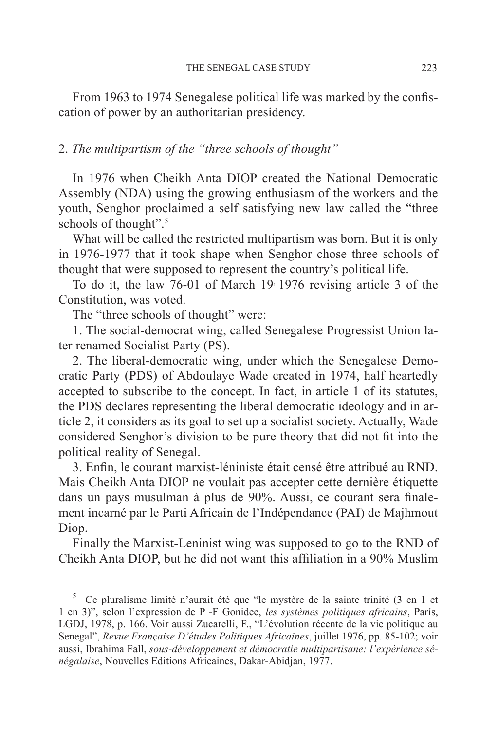From 1963 to 1974 Senegalese political life was marked by the confiscation of power by an authoritarian presidency.

## 2. *The multipartism of the "three schools of thought"*

In 1976 when Cheikh Anta DIOP created the National Democratic Assembly (NDA) using the growing enthusiasm of the workers and the youth, Senghor proclaimed a self satisfying new law called the "three schools of thought".[5]

What will be called the restricted multipartism was born. But it is only in 1976-1977 that it took shape when Senghor chose three schools of thought that were supposed to represent the country's political life.

To do it, the law 76-01 of March 19, 1976 revising article 3 of the Constitution, was voted.

The "three schools of thought" were:

1. The social-democrat wing, called Senegalese Progressist Union later renamed Socialist Party (PS).

2. The liberal-democratic wing, under which the Senegalese Democratic Party (PDS) of Abdoulaye Wade created in 1974, half heartedly accepted to subscribe to the concept. In fact, in article 1 of its statutes, the PDS declares representing the liberal democratic ideology and in article 2, it considers as its goal to set up a socialist society. Actually, Wade considered Senghor's division to be pure theory that did not fit into the political reality of Senegal.

3. Enfin, le courant marxist-léniniste était censé être attribué au RND. Mais Cheikh Anta DIOP ne voulait pas accepter cette dernière étiquette dans un pays musulman à plus de 90%. Aussi, ce courant sera finalement incarné par le Parti Africain de l'Indépendance (PAI) de Majhmout Diop.

Finally the Marxist-Leninist wing was supposed to go to the RND of Cheikh Anta DIOP, but he did not want this affiliation in a 90% Muslim

[5] Ce pluralisme limité n'aurait été que "le mystère de la sainte trinité (3 en 1 et 1 en 3)", selon l'expression de P -F Gonidec, *les systèmes politiques africains*, París, LGDJ, 1978, p. 166. Voir aussi Zucarelli, F., "L'évolution récente de la vie politique au Senegal", *Revue Française D'études Politiques Africaines*, juillet 1976, pp. 85-102; voir aussi, Ibrahima Fall, *sous-développement et démocratie multipartisane: l'expérience sénégalaise*, Nouvelles Editions Africaines, Dakar-Abidjan, 1977.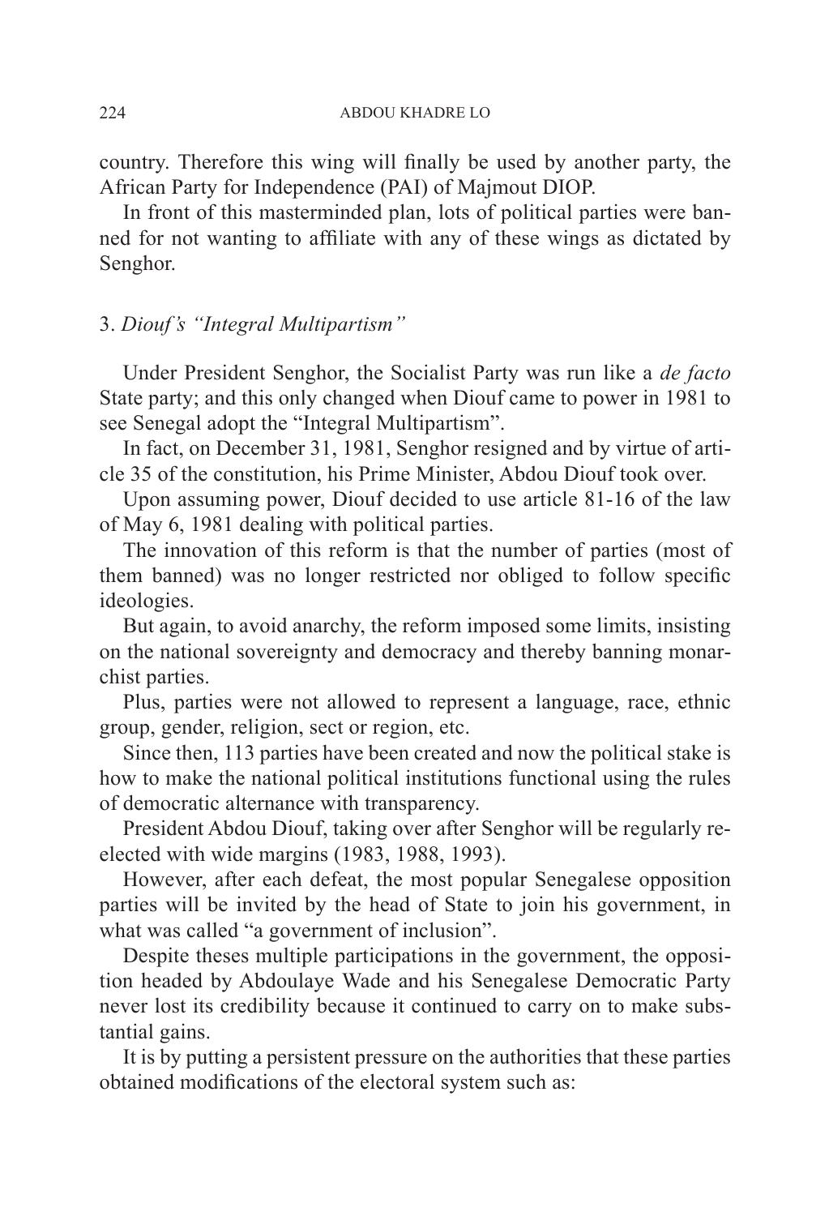country. Therefore this wing will finally be used by another party, the African Party for Independence (PAI) of Majmout DIOP.

In front of this masterminded plan, lots of political parties were banned for not wanting to affiliate with any of these wings as dictated by Senghor.

### 3. *Diouf's "Integral Multipartism"*

Under President Senghor, the Socialist Party was run like a *de facto* State party; and this only changed when Diouf came to power in 1981 to see Senegal adopt the "Integral Multipartism".

In fact, on December 31, 1981, Senghor resigned and by virtue of article 35 of the constitution, his Prime Minister, Abdou Diouf took over.

Upon assuming power, Diouf decided to use article 81-16 of the law of May 6, 1981 dealing with political parties.

The innovation of this reform is that the number of parties (most of them banned) was no longer restricted nor obliged to follow specific ideologies.

But again, to avoid anarchy, the reform imposed some limits, insisting on the national sovereignty and democracy and thereby banning monarchist parties.

Plus, parties were not allowed to represent a language, race, ethnic group, gender, religion, sect or region, etc.

Since then, 113 parties have been created and now the political stake is how to make the national political institutions functional using the rules of democratic alternance with transparency.

President Abdou Diouf, taking over after Senghor will be regularly re-elected with wide margins (1983, 1988, 1993).

However, after each defeat, the most popular Senegalese opposition parties will be invited by the head of State to join his government, in what was called "a government of inclusion".

Despite theses multiple participations in the government, the opposition headed by Abdoulaye Wade and his Senegalese Democratic Party never lost its credibility because it continued to carry on to make substantial gains.

It is by putting a persistent pressure on the authorities that these parties obtained modifications of the electoral system such as: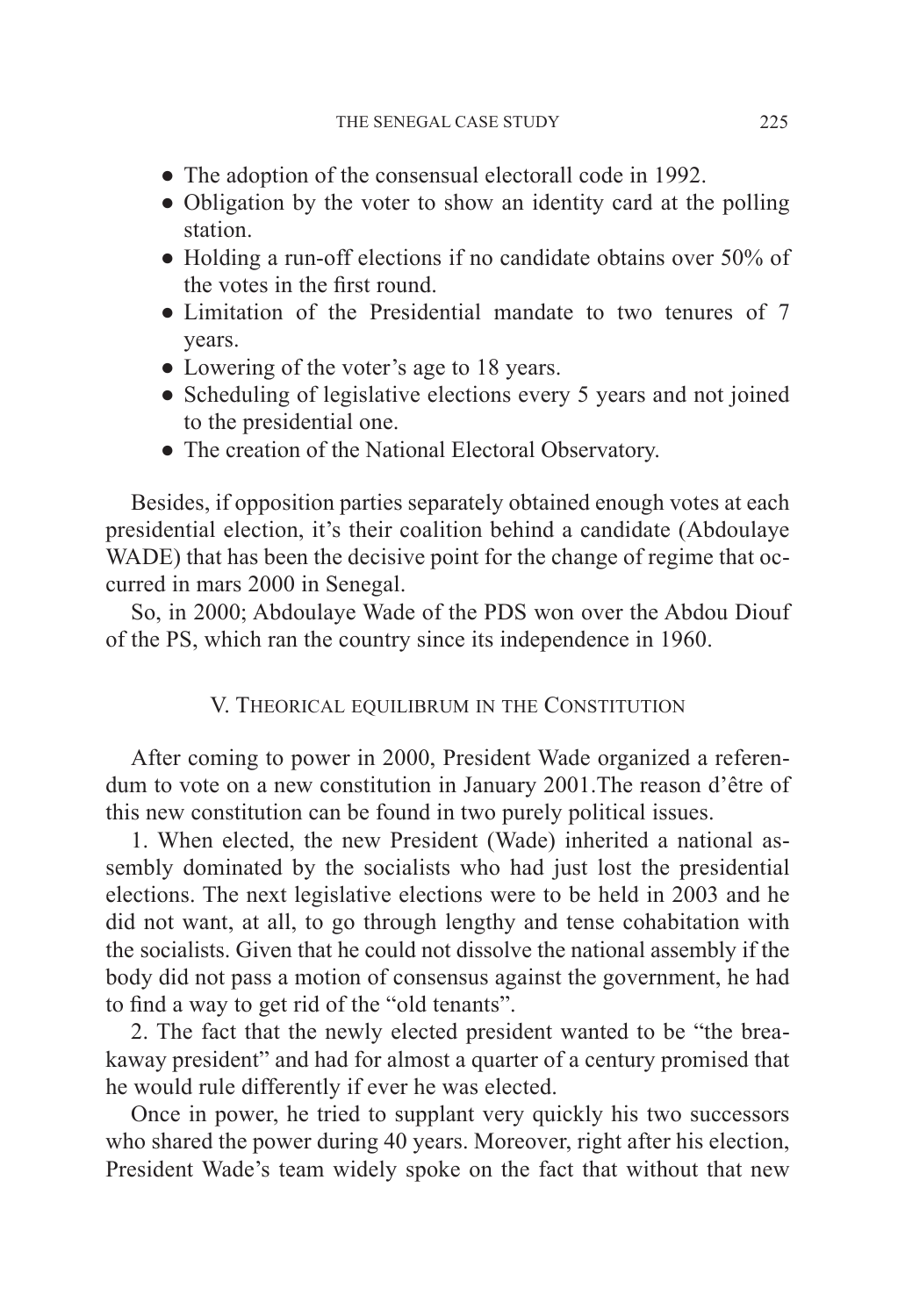- The adoption of the consensual electorall code in 1992.
- Obligation by the voter to show an identity card at the polling station.
- Holding a run-off elections if no candidate obtains over 50% of the votes in the first round.
- Limitation of the Presidential mandate to two tenures of 7 years.
- Lowering of the voter's age to 18 years.
- Scheduling of legislative elections every 5 years and not joined to the presidential one.
- The creation of the National Electoral Observatory.

Besides, if opposition parties separately obtained enough votes at each presidential election, it's their coalition behind a candidate (Abdoulaye WADE) that has been the decisive point for the change of regime that occurred in mars 2000 in Senegal.

So, in 2000; Abdoulaye Wade of the PDS won over the Abdou Diouf of the PS, which ran the country since its independence in 1960.

## V. Theorical equilibrum in the Constitution

After coming to power in 2000, President Wade organized a referendum to vote on a new constitution in January 2001.The reason d'être of this new constitution can be found in two purely political issues.

1. When elected, the new President (Wade) inherited a national assembly dominated by the socialists who had just lost the presidential elections. The next legislative elections were to be held in 2003 and he did not want, at all, to go through lengthy and tense cohabitation with the socialists. Given that he could not dissolve the national assembly if the body did not pass a motion of consensus against the government, he had to find a way to get rid of the "old tenants".

2. The fact that the newly elected president wanted to be "the breakaway president" and had for almost a quarter of a century promised that he would rule differently if ever he was elected.

Once in power, he tried to supplant very quickly his two successors who shared the power during 40 years. Moreover, right after his election, President Wade's team widely spoke on the fact that without that new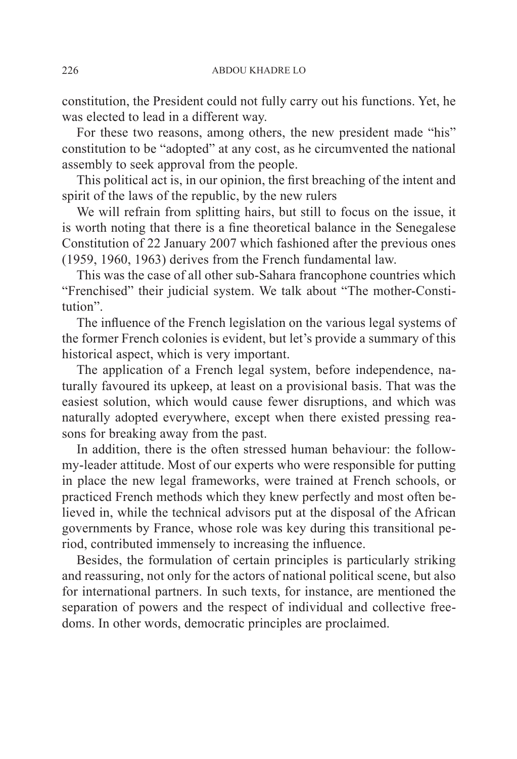constitution, the President could not fully carry out his functions. Yet, he was elected to lead in a different way.

For these two reasons, among others, the new president made "his" constitution to be "adopted" at any cost, as he circumvented the national assembly to seek approval from the people.

This political act is, in our opinion, the first breaching of the intent and spirit of the laws of the republic, by the new rulers

We will refrain from splitting hairs, but still to focus on the issue, it is worth noting that there is a fine theoretical balance in the Senegalese Constitution of 22 January 2007 which fashioned after the previous ones (1959, 1960, 1963) derives from the French fundamental law.

This was the case of all other sub-Sahara francophone countries which "Frenchised" their judicial system. We talk about "The mother-Constitution".

The influence of the French legislation on the various legal systems of the former French colonies is evident, but let's provide a summary of this historical aspect, which is very important.

The application of a French legal system, before independence, naturally favoured its upkeep, at least on a provisional basis. That was the easiest solution, which would cause fewer disruptions, and which was naturally adopted everywhere, except when there existed pressing reasons for breaking away from the past.

In addition, there is the often stressed human behaviour: the follow-my-leader attitude. Most of our experts who were responsible for putting in place the new legal frameworks, were trained at French schools, or practiced French methods which they knew perfectly and most often believed in, while the technical advisors put at the disposal of the African governments by France, whose role was key during this transitional period, contributed immensely to increasing the influence.

Besides, the formulation of certain principles is particularly striking and reassuring, not only for the actors of national political scene, but also for international partners. In such texts, for instance, are mentioned the separation of powers and the respect of individual and collective freedoms. In other words, democratic principles are proclaimed.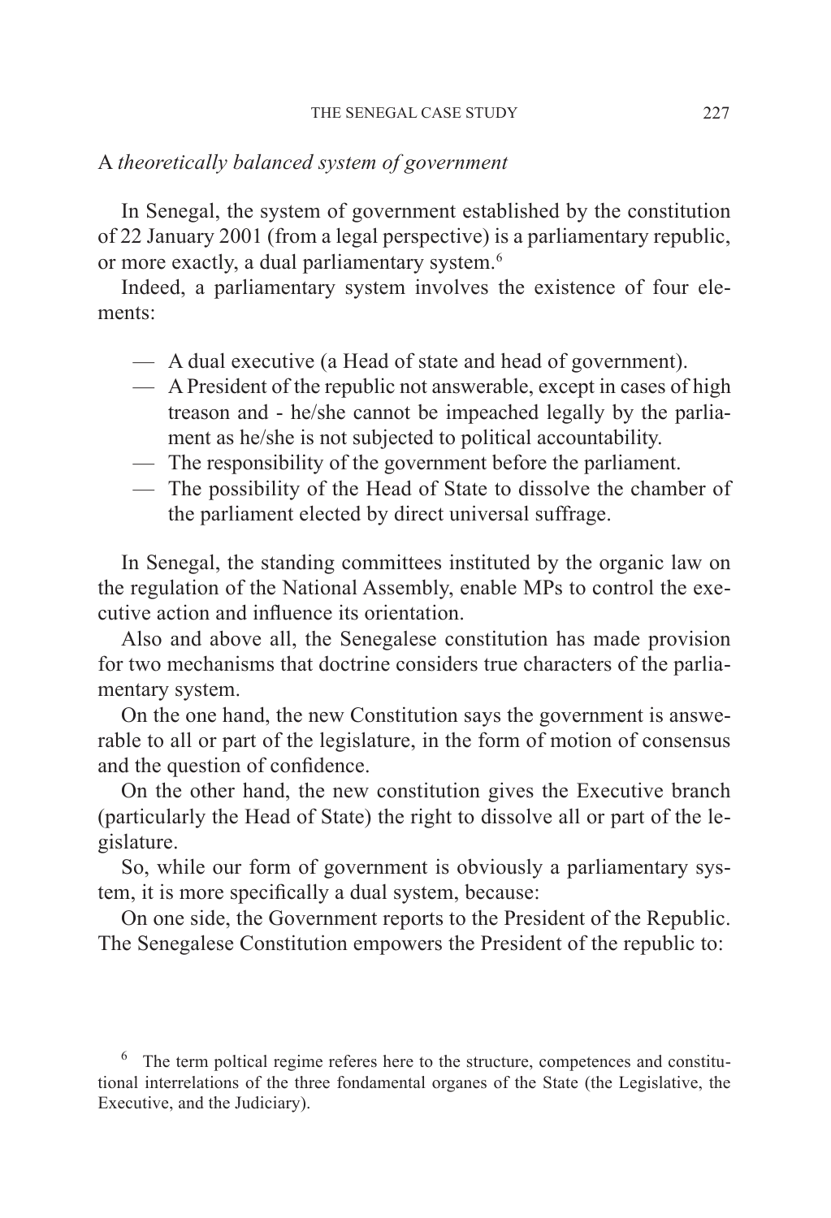A *theoretically balanced system of government*

In Senegal, the system of government established by the constitution of 22 January 2001 (from a legal perspective) is a parliamentary republic, or more exactly, a dual parliamentary system.[6]

Indeed, a parliamentary system involves the existence of four elements:

- A dual executive (a Head of state and head of government).
- A President of the republic not answerable, except in cases of high treason and - he/she cannot be impeached legally by the parliament as he/she is not subjected to political accountability.
- The responsibility of the government before the parliament.
- The possibility of the Head of State to dissolve the chamber of the parliament elected by direct universal suffrage.

In Senegal, the standing committees instituted by the organic law on the regulation of the National Assembly, enable MPs to control the executive action and influence its orientation.

Also and above all, the Senegalese constitution has made provision for two mechanisms that doctrine considers true characters of the parliamentary system.

On the one hand, the new Constitution says the government is answerable to all or part of the legislature, in the form of motion of consensus and the question of confidence.

On the other hand, the new constitution gives the Executive branch (particularly the Head of State) the right to dissolve all or part of the legislature.

So, while our form of government is obviously a parliamentary system, it is more specifically a dual system, because:

On one side, the Government reports to the President of the Republic. The Senegalese Constitution empowers the President of the republic to:

[6] The term poltical regime referes here to the structure, competences and constitutional interrelations of the three fondamental organes of the State (the Legislative, the Executive, and the Judiciary).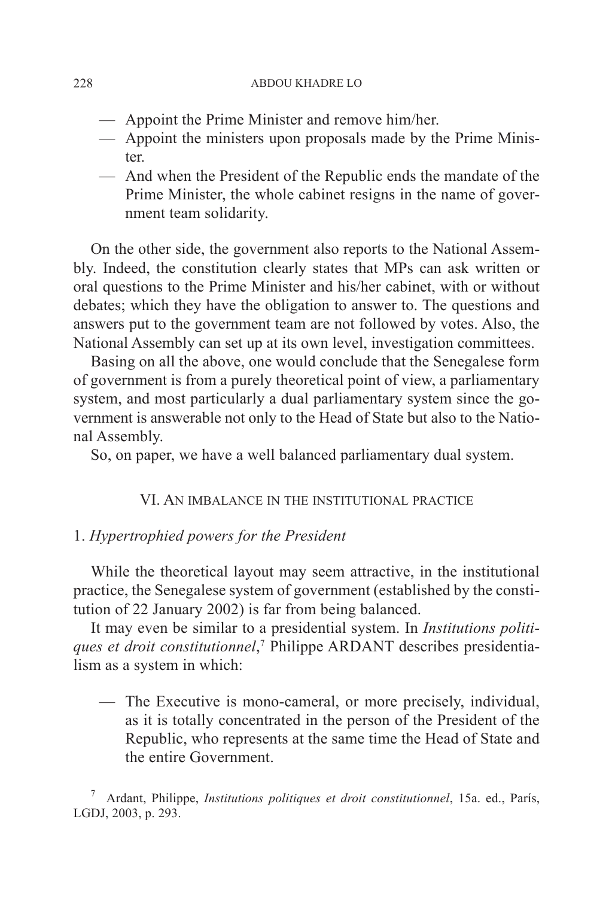- Appoint the Prime Minister and remove him/her.
- Appoint the ministers upon proposals made by the Prime Minister.
- And when the President of the Republic ends the mandate of the Prime Minister, the whole cabinet resigns in the name of government team solidarity.

On the other side, the government also reports to the National Assembly. Indeed, the constitution clearly states that MPs can ask written or oral questions to the Prime Minister and his/her cabinet, with or without debates; which they have the obligation to answer to. The questions and answers put to the government team are not followed by votes. Also, the National Assembly can set up at its own level, investigation committees.

Basing on all the above, one would conclude that the Senegalese form of government is from a purely theoretical point of view, a parliamentary system, and most particularly a dual parliamentary system since the government is answerable not only to the Head of State but also to the National Assembly.

So, on paper, we have a well balanced parliamentary dual system.

## VI. An imbalance in the institutional practice

### 1. *Hypertrophied powers for the President*

While the theoretical layout may seem attractive, in the institutional practice, the Senegalese system of government (established by the constitution of 22 January 2002) is far from being balanced.

It may even be similar to a presidential system. In *Institutions politiques et droit constitutionnel*,[7] Philippe ARDANT describes presidentialism as a system in which:

- The Executive is mono-cameral, or more precisely, individual, as it is totally concentrated in the person of the President of the Republic, who represents at the same time the Head of State and the entire Government.

[7] Ardant, Philippe, *Institutions politiques et droit constitutionnel*, 15a. ed., París, LGDJ, 2003, p. 293.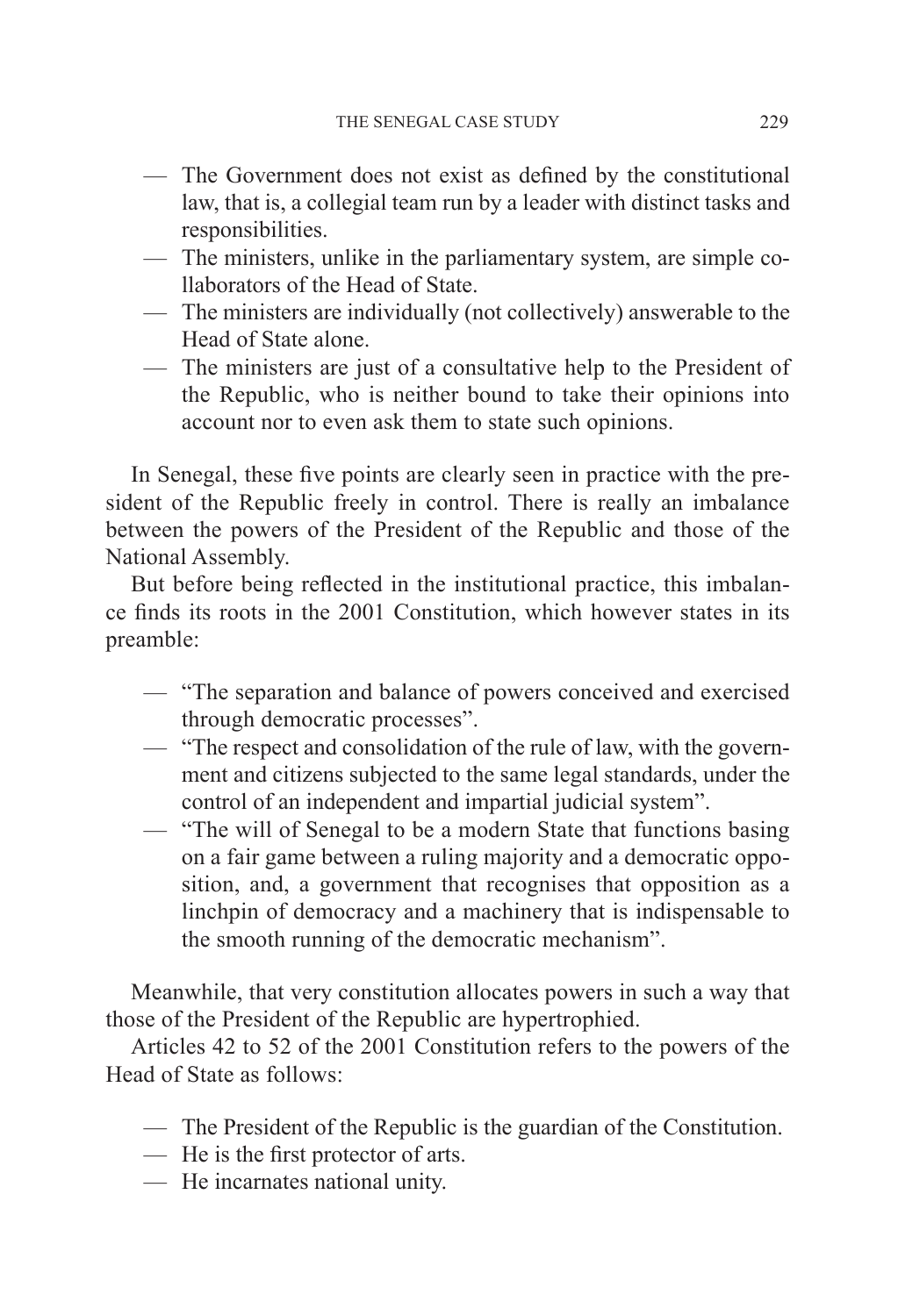- The Government does not exist as defined by the constitutional law, that is, a collegial team run by a leader with distinct tasks and responsibilities.
- The ministers, unlike in the parliamentary system, are simple collaborators of the Head of State.
- The ministers are individually (not collectively) answerable to the Head of State alone.
- The ministers are just of a consultative help to the President of the Republic, who is neither bound to take their opinions into account nor to even ask them to state such opinions.

In Senegal, these five points are clearly seen in practice with the president of the Republic freely in control. There is really an imbalance between the powers of the President of the Republic and those of the National Assembly.

But before being reflected in the institutional practice, this imbalance finds its roots in the 2001 Constitution, which however states in its preamble:

- "The separation and balance of powers conceived and exercised through democratic processes".
- "The respect and consolidation of the rule of law, with the government and citizens subjected to the same legal standards, under the control of an independent and impartial judicial system".
- "The will of Senegal to be a modern State that functions basing on a fair game between a ruling majority and a democratic opposition, and, a government that recognises that opposition as a linchpin of democracy and a machinery that is indispensable to the smooth running of the democratic mechanism".

Meanwhile, that very constitution allocates powers in such a way that those of the President of the Republic are hypertrophied.

Articles 42 to 52 of the 2001 Constitution refers to the powers of the Head of State as follows:

- The President of the Republic is the guardian of the Constitution.
- He is the first protector of arts.
- He incarnates national unity.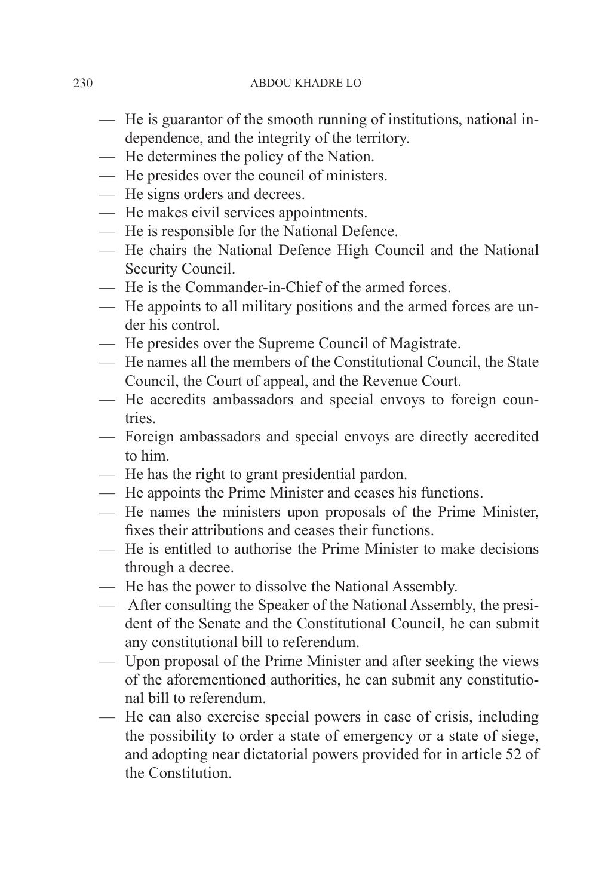- He is guarantor of the smooth running of institutions, national independence, and the integrity of the territory.
- He determines the policy of the Nation.
- He presides over the council of ministers.
- He signs orders and decrees.
- He makes civil services appointments.
- He is responsible for the National Defence.
- He chairs the National Defence High Council and the National Security Council.
- He is the Commander-in-Chief of the armed forces.
- He appoints to all military positions and the armed forces are under his control.
- He presides over the Supreme Council of Magistrate.
- He names all the members of the Constitutional Council, the State Council, the Court of appeal, and the Revenue Court.
- He accredits ambassadors and special envoys to foreign countries.
- Foreign ambassadors and special envoys are directly accredited to him.
- He has the right to grant presidential pardon.
- He appoints the Prime Minister and ceases his functions.
- He names the ministers upon proposals of the Prime Minister, fixes their attributions and ceases their functions.
- He is entitled to authorise the Prime Minister to make decisions through a decree.
- He has the power to dissolve the National Assembly.
- After consulting the Speaker of the National Assembly, the president of the Senate and the Constitutional Council, he can submit any constitutional bill to referendum.
- Upon proposal of the Prime Minister and after seeking the views of the aforementioned authorities, he can submit any constitutional bill to referendum.
- He can also exercise special powers in case of crisis, including the possibility to order a state of emergency or a state of siege, and adopting near dictatorial powers provided for in article 52 of the Constitution.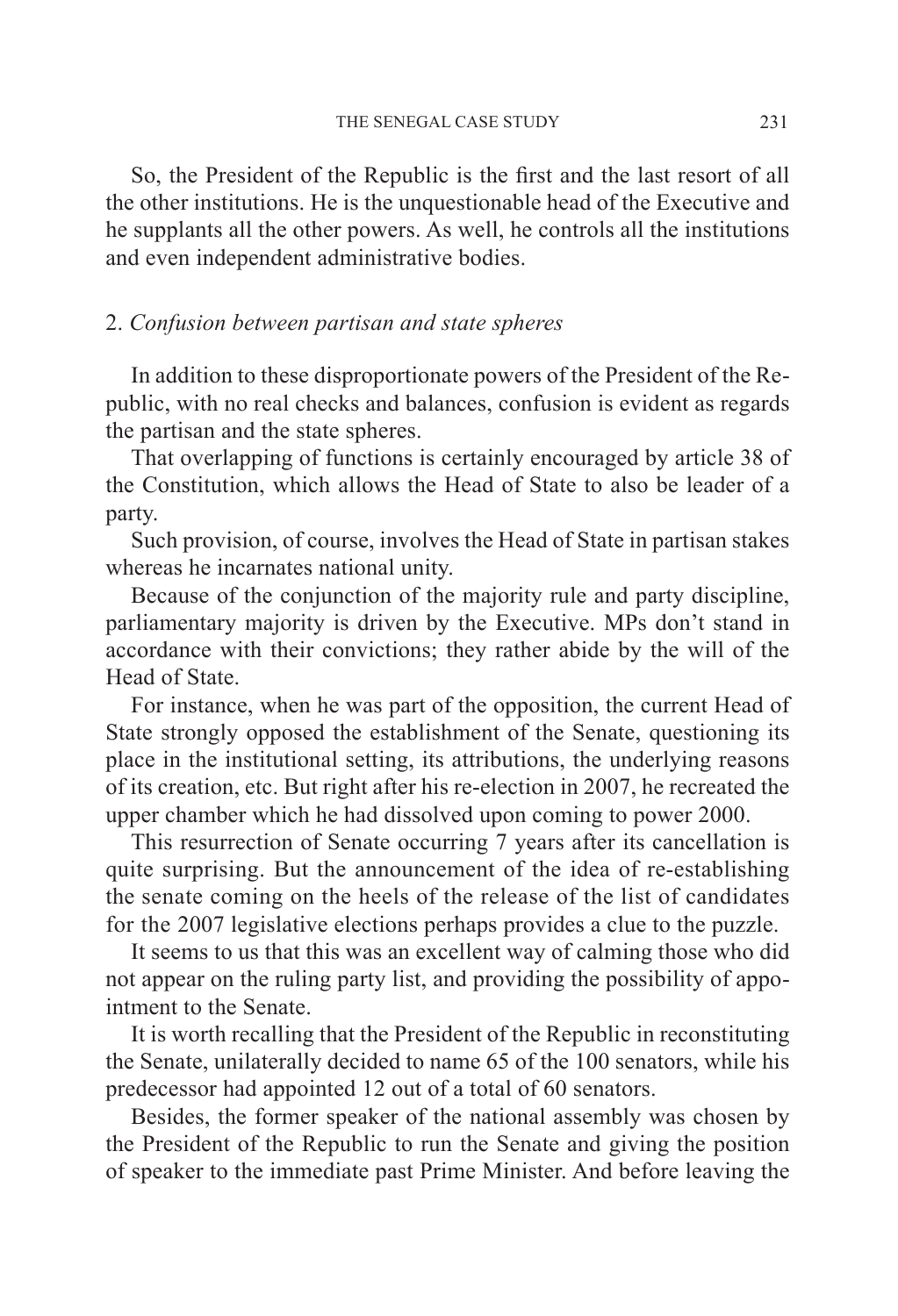So, the President of the Republic is the first and the last resort of all the other institutions. He is the unquestionable head of the Executive and he supplants all the other powers. As well, he controls all the institutions and even independent administrative bodies.

### 2. *Confusion between partisan and state spheres*

In addition to these disproportionate powers of the President of the Republic, with no real checks and balances, confusion is evident as regards the partisan and the state spheres.

That overlapping of functions is certainly encouraged by article 38 of the Constitution, which allows the Head of State to also be leader of a party.

Such provision, of course, involves the Head of State in partisan stakes whereas he incarnates national unity.

Because of the conjunction of the majority rule and party discipline, parliamentary majority is driven by the Executive. MPs don't stand in accordance with their convictions; they rather abide by the will of the Head of State.

For instance, when he was part of the opposition, the current Head of State strongly opposed the establishment of the Senate, questioning its place in the institutional setting, its attributions, the underlying reasons of its creation, etc. But right after his re-election in 2007, he recreated the upper chamber which he had dissolved upon coming to power 2000.

This resurrection of Senate occurring 7 years after its cancellation is quite surprising. But the announcement of the idea of re-establishing the senate coming on the heels of the release of the list of candidates for the 2007 legislative elections perhaps provides a clue to the puzzle.

It seems to us that this was an excellent way of calming those who did not appear on the ruling party list, and providing the possibility of appointment to the Senate.

It is worth recalling that the President of the Republic in reconstituting the Senate, unilaterally decided to name 65 of the 100 senators, while his predecessor had appointed 12 out of a total of 60 senators.

Besides, the former speaker of the national assembly was chosen by the President of the Republic to run the Senate and giving the position of speaker to the immediate past Prime Minister. And before leaving the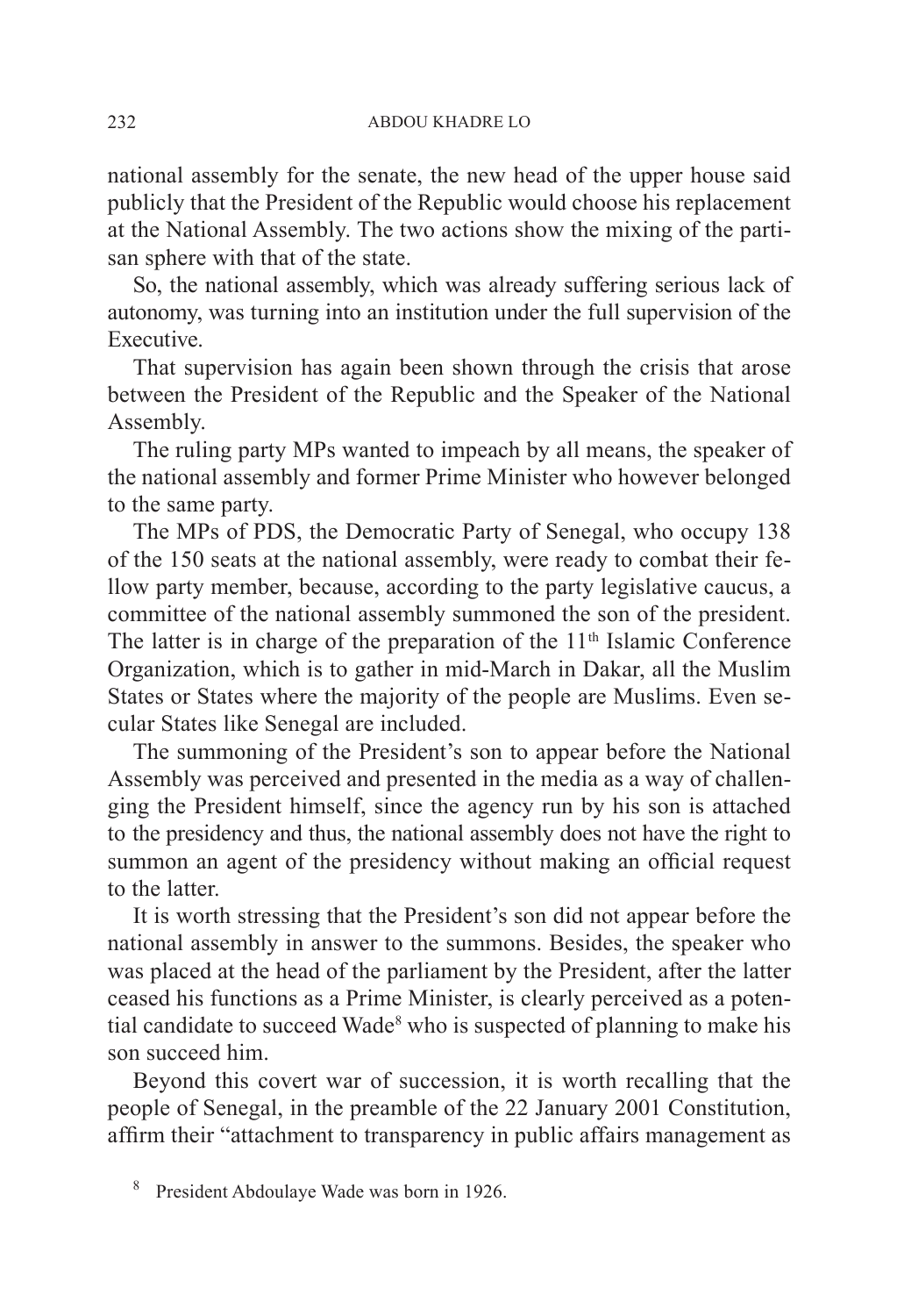national assembly for the senate, the new head of the upper house said publicly that the President of the Republic would choose his replacement at the National Assembly. The two actions show the mixing of the partisan sphere with that of the state.

So, the national assembly, which was already suffering serious lack of autonomy, was turning into an institution under the full supervision of the Executive.

That supervision has again been shown through the crisis that arose between the President of the Republic and the Speaker of the National Assembly.

The ruling party MPs wanted to impeach by all means, the speaker of the national assembly and former Prime Minister who however belonged to the same party.

The MPs of PDS, the Democratic Party of Senegal, who occupy 138 of the 150 seats at the national assembly, were ready to combat their fellow party member, because, according to the party legislative caucus, a committee of the national assembly summoned the son of the president. The latter is in charge of the preparation of the 11th Islamic Conference Organization, which is to gather in mid-March in Dakar, all the Muslim States or States where the majority of the people are Muslims. Even secular States like Senegal are included.

The summoning of the President's son to appear before the National Assembly was perceived and presented in the media as a way of challenging the President himself, since the agency run by his son is attached to the presidency and thus, the national assembly does not have the right to summon an agent of the presidency without making an official request to the latter.

It is worth stressing that the President's son did not appear before the national assembly in answer to the summons. Besides, the speaker who was placed at the head of the parliament by the President, after the latter ceased his functions as a Prime Minister, is clearly perceived as a potential candidate to succeed Wade[8] who is suspected of planning to make his son succeed him.

Beyond this covert war of succession, it is worth recalling that the people of Senegal, in the preamble of the 22 January 2001 Constitution, affirm their "attachment to transparency in public affairs management as

[8] President Abdoulaye Wade was born in 1926.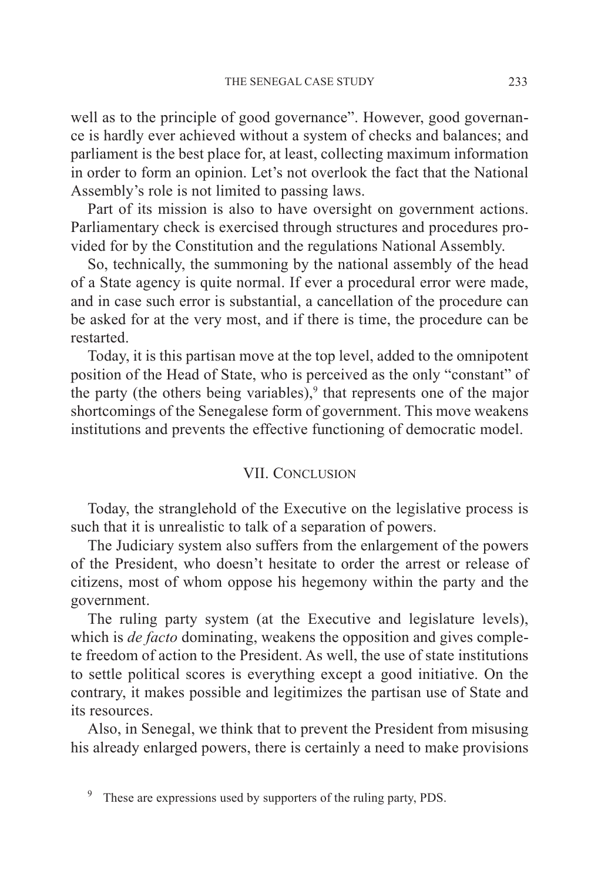well as to the principle of good governance". However, good governance is hardly ever achieved without a system of checks and balances; and parliament is the best place for, at least, collecting maximum information in order to form an opinion. Let's not overlook the fact that the National Assembly's role is not limited to passing laws.

Part of its mission is also to have oversight on government actions. Parliamentary check is exercised through structures and procedures provided for by the Constitution and the regulations National Assembly.

So, technically, the summoning by the national assembly of the head of a State agency is quite normal. If ever a procedural error were made, and in case such error is substantial, a cancellation of the procedure can be asked for at the very most, and if there is time, the procedure can be restarted.

Today, it is this partisan move at the top level, added to the omnipotent position of the Head of State, who is perceived as the only "constant" of the party (the others being variables),[9] that represents one of the major shortcomings of the Senegalese form of government. This move weakens institutions and prevents the effective functioning of democratic model.

## VII. Conclusion

Today, the stranglehold of the Executive on the legislative process is such that it is unrealistic to talk of a separation of powers.

The Judiciary system also suffers from the enlargement of the powers of the President, who doesn't hesitate to order the arrest or release of citizens, most of whom oppose his hegemony within the party and the government.

The ruling party system (at the Executive and legislature levels), which is *de facto* dominating, weakens the opposition and gives complete freedom of action to the President. As well, the use of state institutions to settle political scores is everything except a good initiative. On the contrary, it makes possible and legitimizes the partisan use of State and its resources.

Also, in Senegal, we think that to prevent the President from misusing his already enlarged powers, there is certainly a need to make provisions

[9] These are expressions used by supporters of the ruling party, PDS.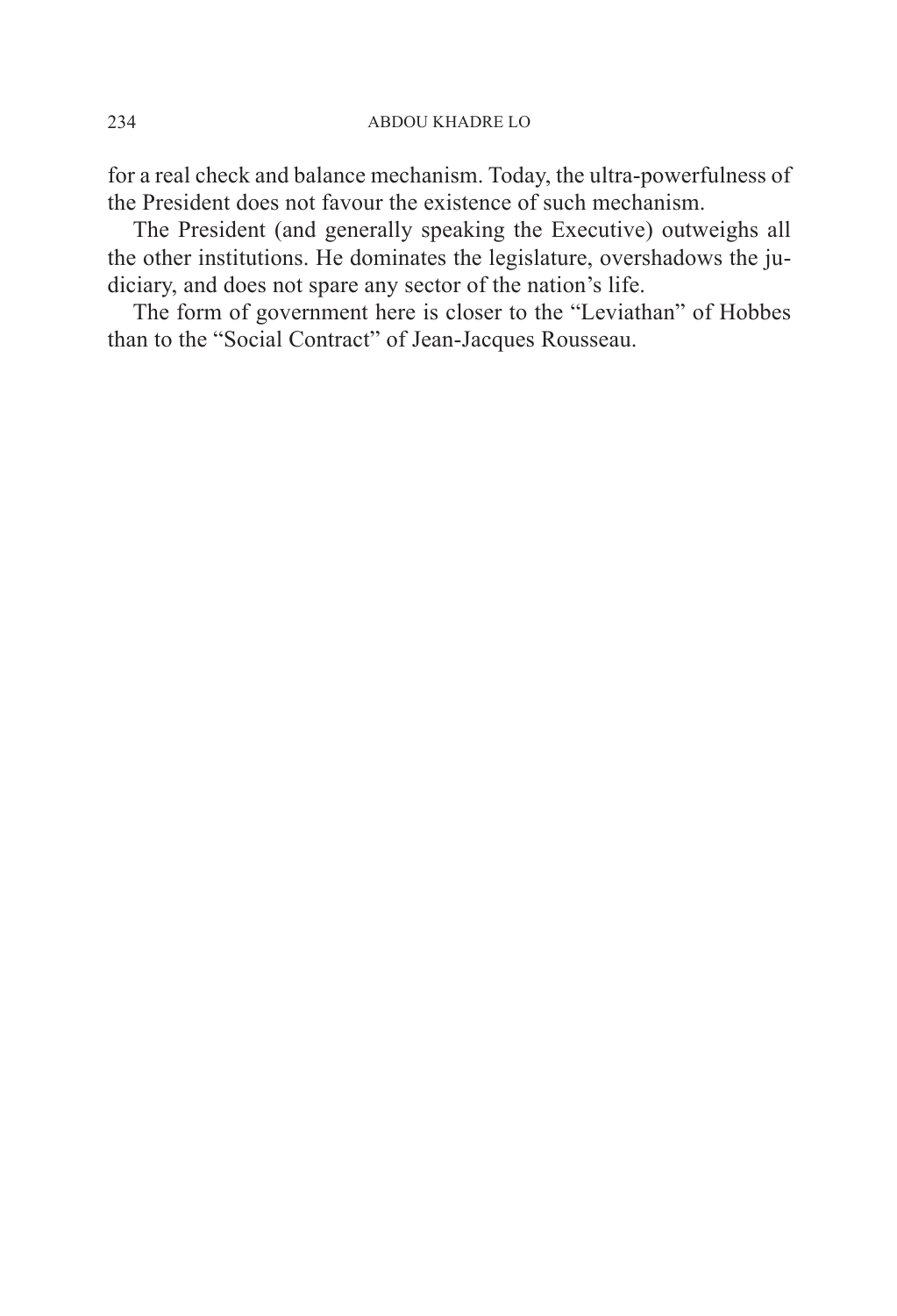for a real check and balance mechanism. Today, the ultra-powerfulness of the President does not favour the existence of such mechanism.

The President (and generally speaking the Executive) outweighs all the other institutions. He dominates the legislature, overshadows the judiciary, and does not spare any sector of the nation's life.

The form of government here is closer to the "Leviathan" of Hobbes than to the "Social Contract" of Jean-Jacques Rousseau.